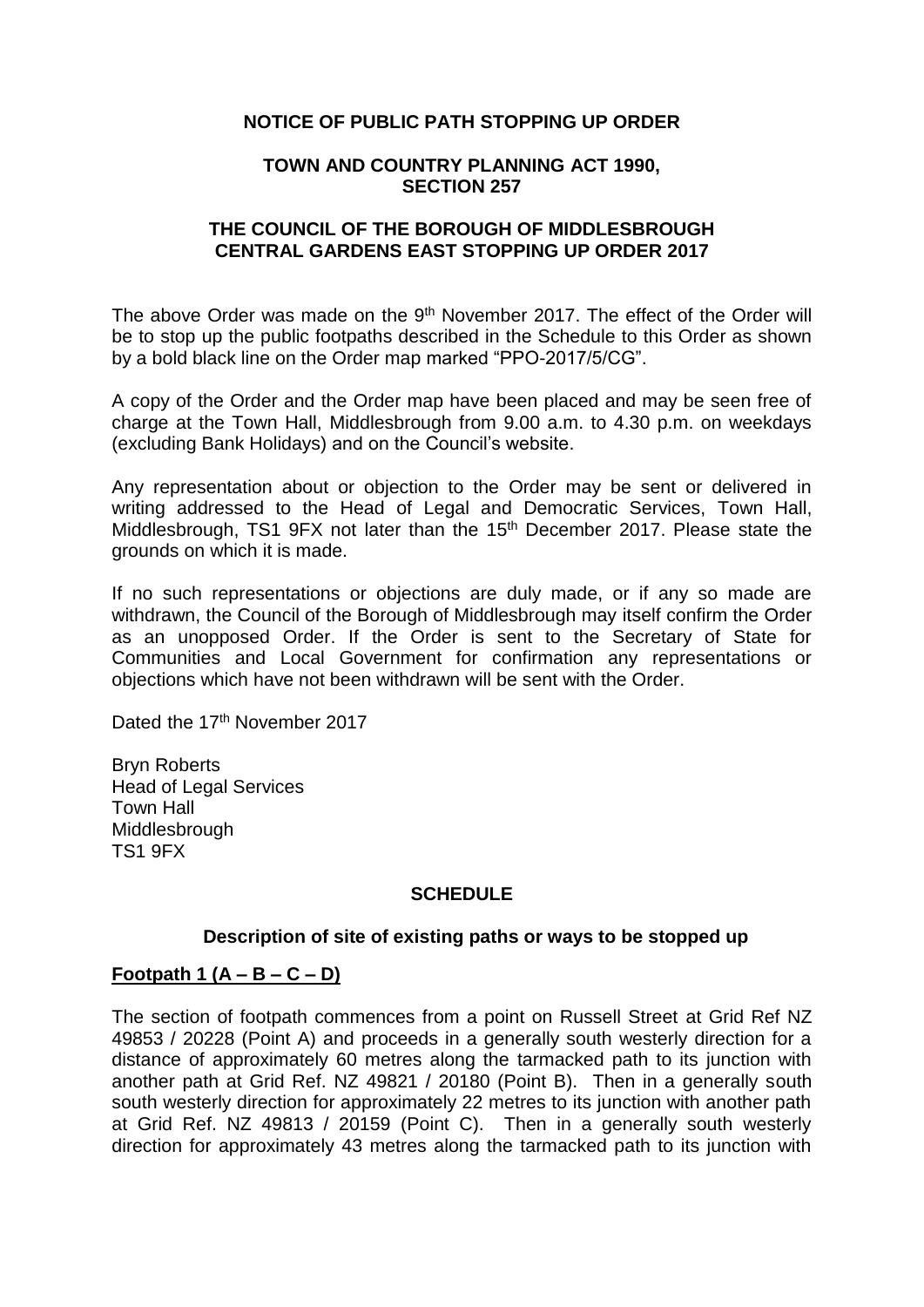**NOTICE OF PUBLIC PATH STOPPING UP ORDER**

**TOWN AND COUNTRY PLANNING ACT 1990, SECTION 257**

**THE COUNCIL OF THE BOROUGH OF MIDDLESBROUGH CENTRAL GARDENS EAST STOPPING UP ORDER 2017**

The above Order was made on the 9th November 2017. The effect of the Order will be to stop up the public footpaths described in the Schedule to this Order as shown by a bold black line on the Order map marked "PPO-2017/5/CG".

A copy of the Order and the Order map have been placed and may be seen free of charge at the Town Hall, Middlesbrough from 9.00 a.m. to 4.30 p.m. on weekdays (excluding Bank Holidays) and on the Council's website.

Any representation about or objection to the Order may be sent or delivered in writing addressed to the Head of Legal and Democratic Services, Town Hall, Middlesbrough, TS1 9FX not later than the 15th December 2017. Please state the grounds on which it is made.

If no such representations or objections are duly made, or if any so made are withdrawn, the Council of the Borough of Middlesbrough may itself confirm the Order as an unopposed Order. If the Order is sent to the Secretary of State for Communities and Local Government for confirmation any representations or objections which have not been withdrawn will be sent with the Order.

Dated the 17th November 2017

Bryn Roberts
Head of Legal Services
Town Hall
Middlesbrough
TS1 9FX

**SCHEDULE**

**Description of site of existing paths or ways to be stopped up**

**Footpath 1 (A – B – C – D)**

The section of footpath commences from a point on Russell Street at Grid Ref NZ 49853 / 20228 (Point A) and proceeds in a generally south westerly direction for a distance of approximately 60 metres along the tarmacked path to its junction with another path at Grid Ref. NZ 49821 / 20180 (Point B). Then in a generally south south westerly direction for approximately 22 metres to its junction with another path at Grid Ref. NZ 49813 / 20159 (Point C). Then in a generally south westerly direction for approximately 43 metres along the tarmacked path to its junction with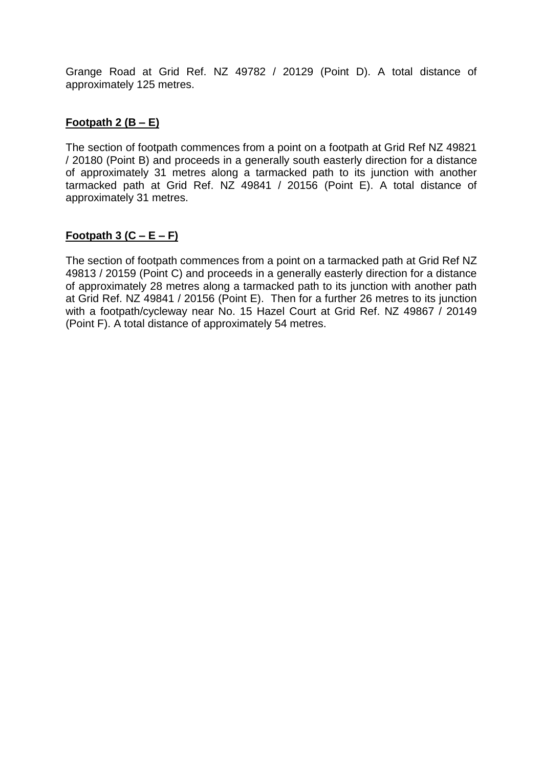Grange Road at Grid Ref. NZ 49782 / 20129 (Point D). A total distance of approximately 125 metres.

**Footpath 2 (B – E)**

The section of footpath commences from a point on a footpath at Grid Ref NZ 49821 / 20180 (Point B) and proceeds in a generally south easterly direction for a distance of approximately 31 metres along a tarmacked path to its junction with another tarmacked path at Grid Ref. NZ 49841 / 20156 (Point E). A total distance of approximately 31 metres.

**Footpath 3 (C – E – F)**

The section of footpath commences from a point on a tarmacked path at Grid Ref NZ 49813 / 20159 (Point C) and proceeds in a generally easterly direction for a distance of approximately 28 metres along a tarmacked path to its junction with another path at Grid Ref. NZ 49841 / 20156 (Point E). Then for a further 26 metres to its junction with a footpath/cycleway near No. 15 Hazel Court at Grid Ref. NZ 49867 / 20149 (Point F). A total distance of approximately 54 metres.